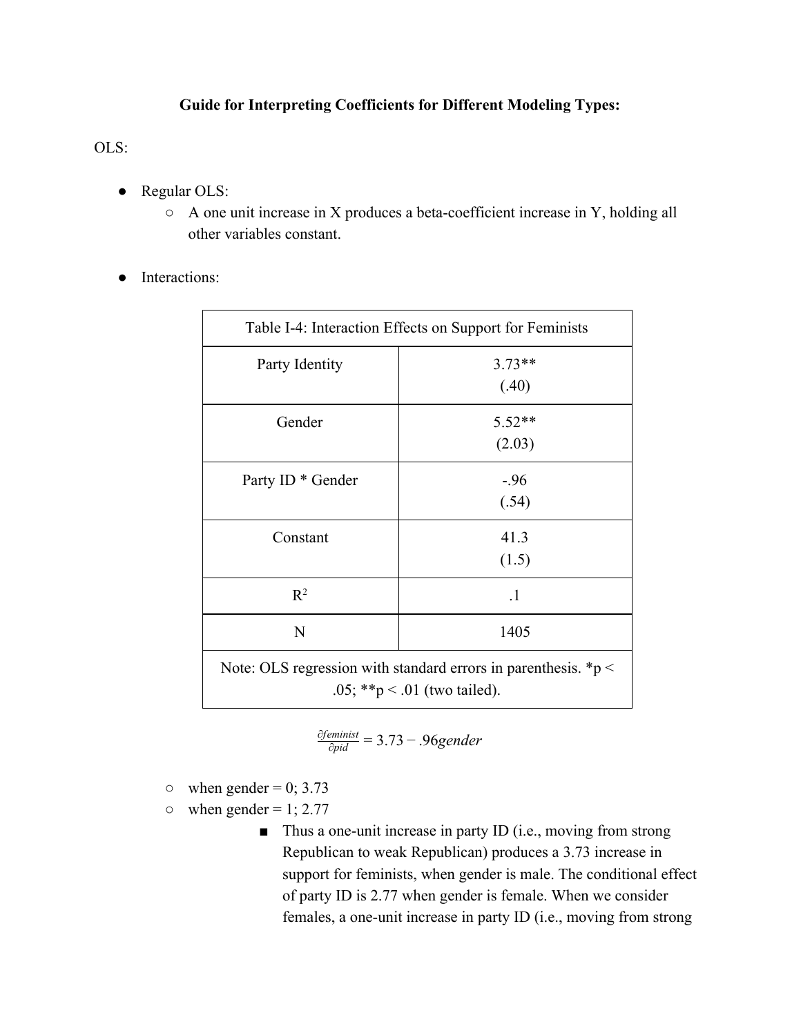**Guide for Interpreting Coefficients for Different Modeling Types:**

OLS:

- Regular OLS:
  - A one unit increase in X produces a beta-coefficient increase in Y, holding all other variables constant.

- Interactions:

| Table I-4: Interaction Effects on Support for Feminists | |
|---|---|
| Party Identity | 3.73** (.40) |
| Gender | 5.52** (2.03) |
| Party ID * Gender | -.96 (.54) |
| Constant | 41.3 (1.5) |
| $R^2$ | .1 |
| N | 1405 |
| Note: OLS regression with standard errors in parenthesis. *p < .05; **p < .01 (two tailed). | |

$$\frac{\partial feminist}{\partial pid} = 3.73 - .96gender$$

  - when gender = 0; 3.73
  - when gender = 1; 2.77
    - Thus a one-unit increase in party ID (i.e., moving from strong Republican to weak Republican) produces a 3.73 increase in support for feminists, when gender is male. The conditional effect of party ID is 2.77 when gender is female. When we consider females, a one-unit increase in party ID (i.e., moving from strong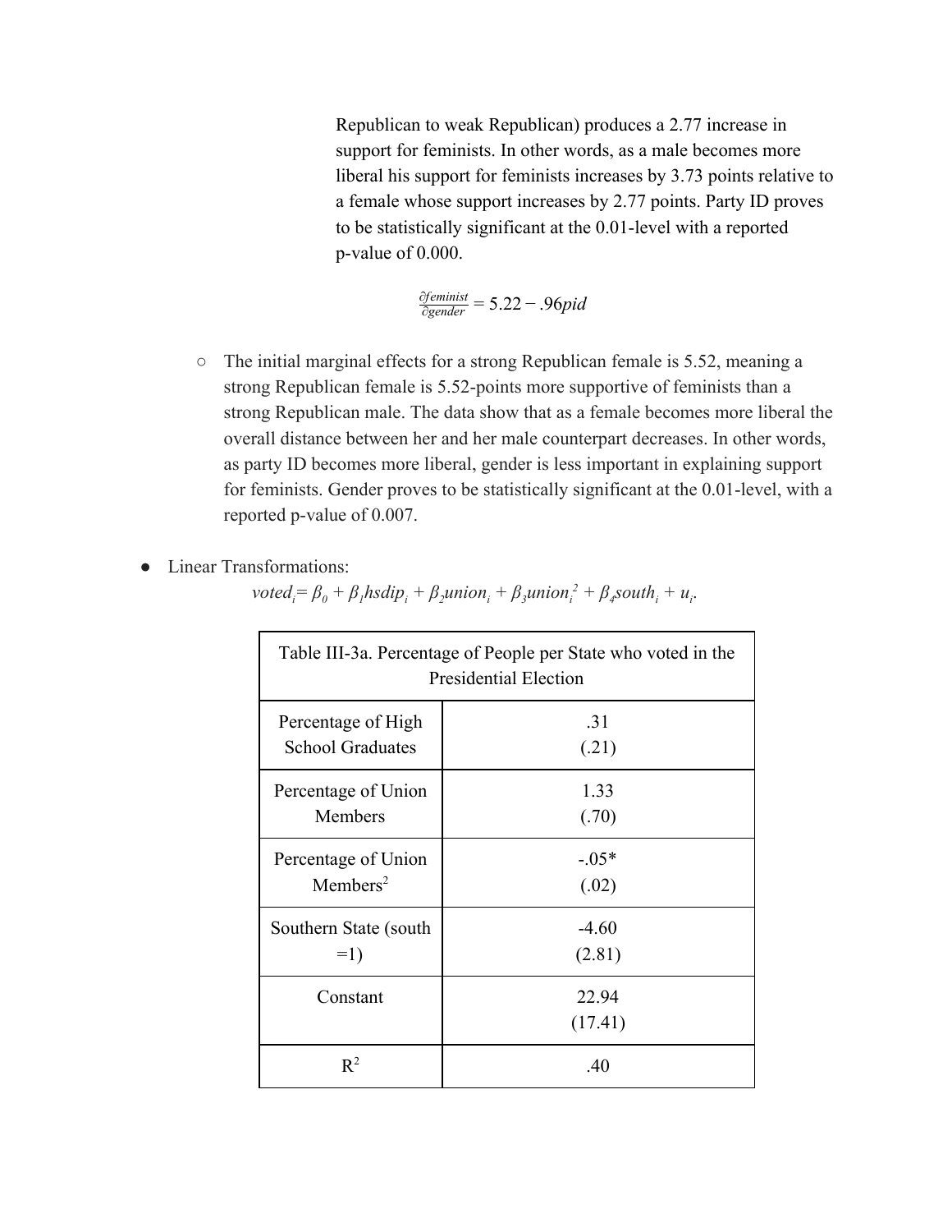Republican to weak Republican) produces a 2.77 increase in support for feminists. In other words, as a male becomes more liberal his support for feminists increases by 3.73 points relative to a female whose support increases by 2.77 points. Party ID proves to be statistically significant at the 0.01-level with a reported p-value of 0.000.

$$\frac{\partial feminist}{\partial gender} = 5.22 - .96pid$$

- The initial marginal effects for a strong Republican female is 5.52, meaning a strong Republican female is 5.52-points more supportive of feminists than a strong Republican male. The data show that as a female becomes more liberal the overall distance between her and her male counterpart decreases. In other words, as party ID becomes more liberal, gender is less important in explaining support for feminists. Gender proves to be statistically significant at the 0.01-level, with a reported p-value of 0.007.

- Linear Transformations:

$$voted_i = \beta_0 + \beta_1 hsdip_i + \beta_2 union_i + \beta_3 union_i^2 + \beta_4 south_i + u_i.$$

| Table III-3a. Percentage of People per State who voted in the Presidential Election | |
|---|---|
| Percentage of High School Graduates | .31 (.21) |
| Percentage of Union Members | 1.33 (.70) |
| Percentage of Union Members$^2$ | -.05* (.02) |
| Southern State (south =1) | -4.60 (2.81) |
| Constant | 22.94 (17.41) |
| $R^2$ | .40 |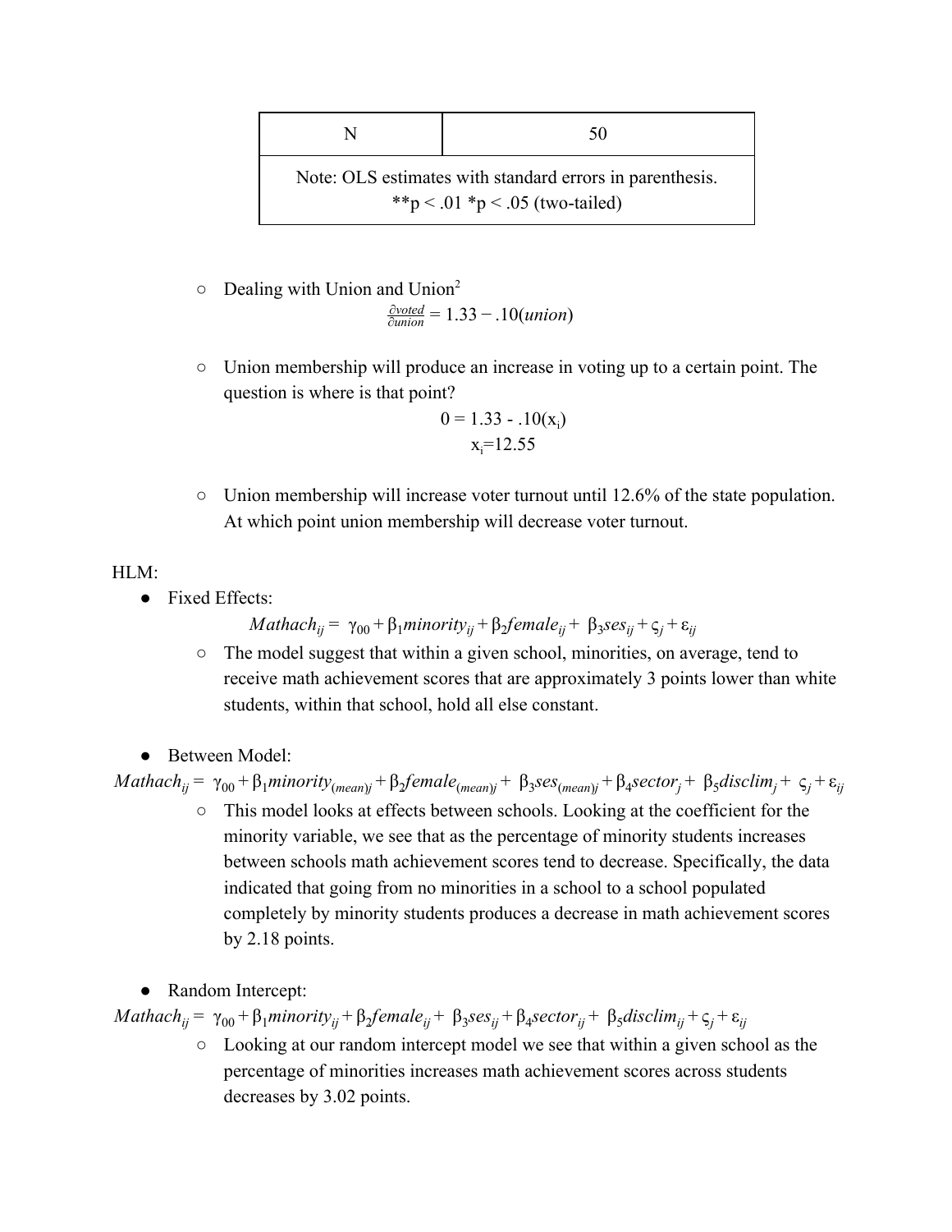| N | 50 |
| --- | --- |
| Note: OLS estimates with standard errors in parenthesis. **p < .01 *p < .05 (two-tailed) | |

- Dealing with Union and Union$^2$

$$\frac{\partial voted}{\partial union} = 1.33 - .10(union)$$

- Union membership will produce an increase in voting up to a certain point. The question is where is that point?

$$0 = 1.33 - .10(x_i)$$
$$x_i = 12.55$$

- Union membership will increase voter turnout until 12.6% of the state population. At which point union membership will decrease voter turnout.

HLM:

- Fixed Effects:

$$Mathach_{ij} = \gamma_{00} + \beta_1 minority_{ij} + \beta_2 female_{ij} + \beta_3 ses_{ij} + \varsigma_j + \varepsilon_{ij}$$

  - The model suggest that within a given school, minorities, on average, tend to receive math achievement scores that are approximately 3 points lower than white students, within that school, hold all else constant.

- Between Model:

$$Mathach_{ij} = \gamma_{00} + \beta_1 minority_{(mean)j} + \beta_2 female_{(mean)j} + \beta_3 ses_{(mean)j} + \beta_4 sector_j + \beta_5 disclim_j + \varsigma_j + \varepsilon_{ij}$$

  - This model looks at effects between schools. Looking at the coefficient for the minority variable, we see that as the percentage of minority students increases between schools math achievement scores tend to decrease. Specifically, the data indicated that going from no minorities in a school to a school populated completely by minority students produces a decrease in math achievement scores by 2.18 points.

- Random Intercept:

$$Mathach_{ij} = \gamma_{00} + \beta_1 minority_{ij} + \beta_2 female_{ij} + \beta_3 ses_{ij} + \beta_4 sector_{ij} + \beta_5 disclim_{ij} + \varsigma_j + \varepsilon_{ij}$$

  - Looking at our random intercept model we see that within a given school as the percentage of minorities increases math achievement scores across students decreases by 3.02 points.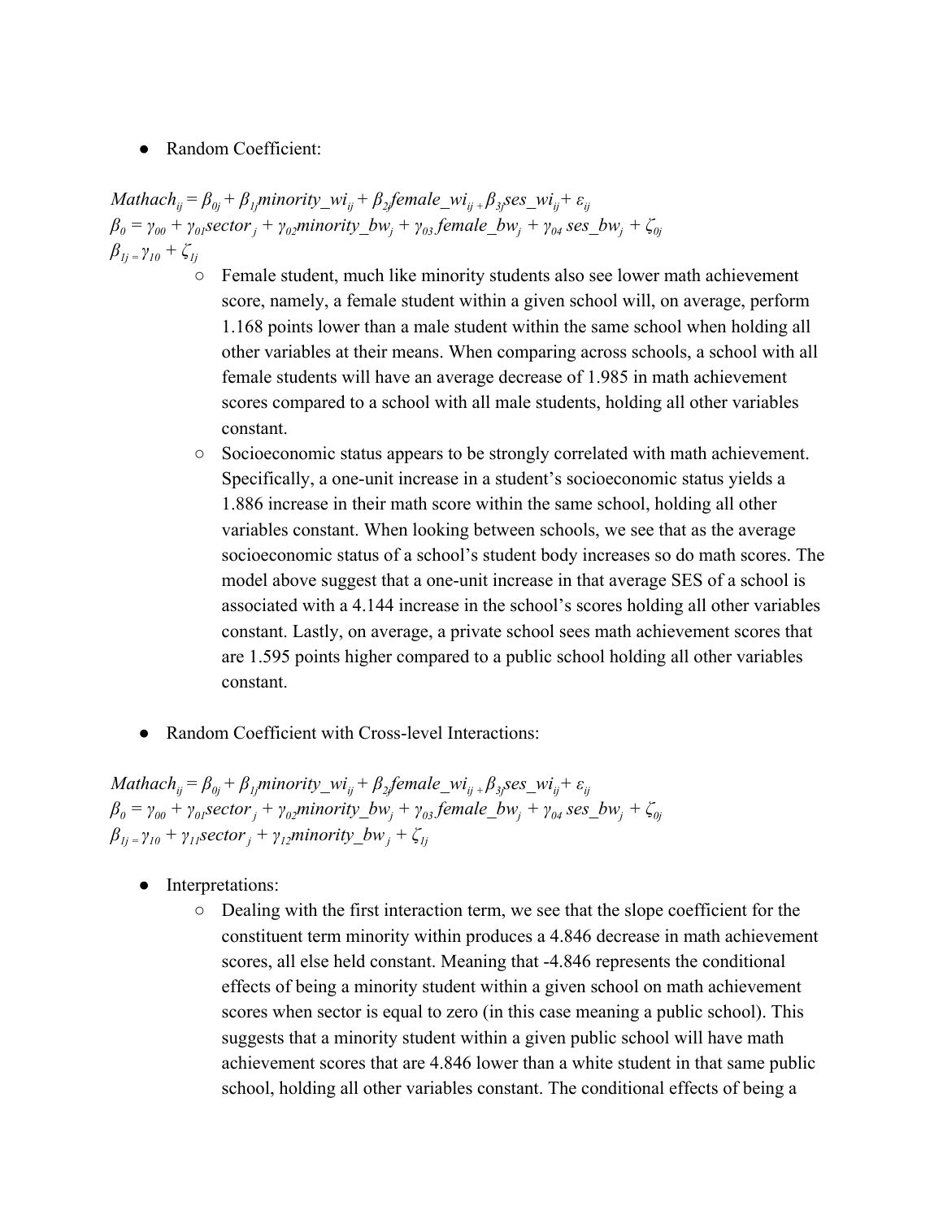- Random Coefficient:

$$Mathach_{ij} = \beta_{0j} + \beta_{1j}minority\_wi_{ij} + \beta_{2j}female\_wi_{ij} + \beta_{3j}ses\_wi_{ij} + \varepsilon_{ij}$$
$$\beta_0 = \gamma_{00} + \gamma_{01}sector_j + \gamma_{02}minority\_bw_j + \gamma_{03}female\_bw_j + \gamma_{04}\,ses\_bw_j + \zeta_{0j}$$
$$\beta_{1j} = \gamma_{10} + \zeta_{1j}$$

  - Female student, much like minority students also see lower math achievement score, namely, a female student within a given school will, on average, perform 1.168 points lower than a male student within the same school when holding all other variables at their means. When comparing across schools, a school with all female students will have an average decrease of 1.985 in math achievement scores compared to a school with all male students, holding all other variables constant.
  - Socioeconomic status appears to be strongly correlated with math achievement. Specifically, a one-unit increase in a student's socioeconomic status yields a 1.886 increase in their math score within the same school, holding all other variables constant. When looking between schools, we see that as the average socioeconomic status of a school's student body increases so do math scores. The model above suggest that a one-unit increase in that average SES of a school is associated with a 4.144 increase in the school's scores holding all other variables constant. Lastly, on average, a private school sees math achievement scores that are 1.595 points higher compared to a public school holding all other variables constant.

- Random Coefficient with Cross-level Interactions:

$$Mathach_{ij} = \beta_{0j} + \beta_{1j}minority\_wi_{ij} + \beta_{2j}female\_wi_{ij} + \beta_{3j}ses\_wi_{ij} + \varepsilon_{ij}$$
$$\beta_0 = \gamma_{00} + \gamma_{01}sector_j + \gamma_{02}minority\_bw_j + \gamma_{03}female\_bw_j + \gamma_{04}\,ses\_bw_j + \zeta_{0j}$$
$$\beta_{1j} = \gamma_{10} + \gamma_{11}sector_j + \gamma_{12}minority\_bw_j + \zeta_{1j}$$

- Interpretations:
  - Dealing with the first interaction term, we see that the slope coefficient for the constituent term minority within produces a 4.846 decrease in math achievement scores, all else held constant. Meaning that -4.846 represents the conditional effects of being a minority student within a given school on math achievement scores when sector is equal to zero (in this case meaning a public school). This suggests that a minority student within a given public school will have math achievement scores that are 4.846 lower than a white student in that same public school, holding all other variables constant. The conditional effects of being a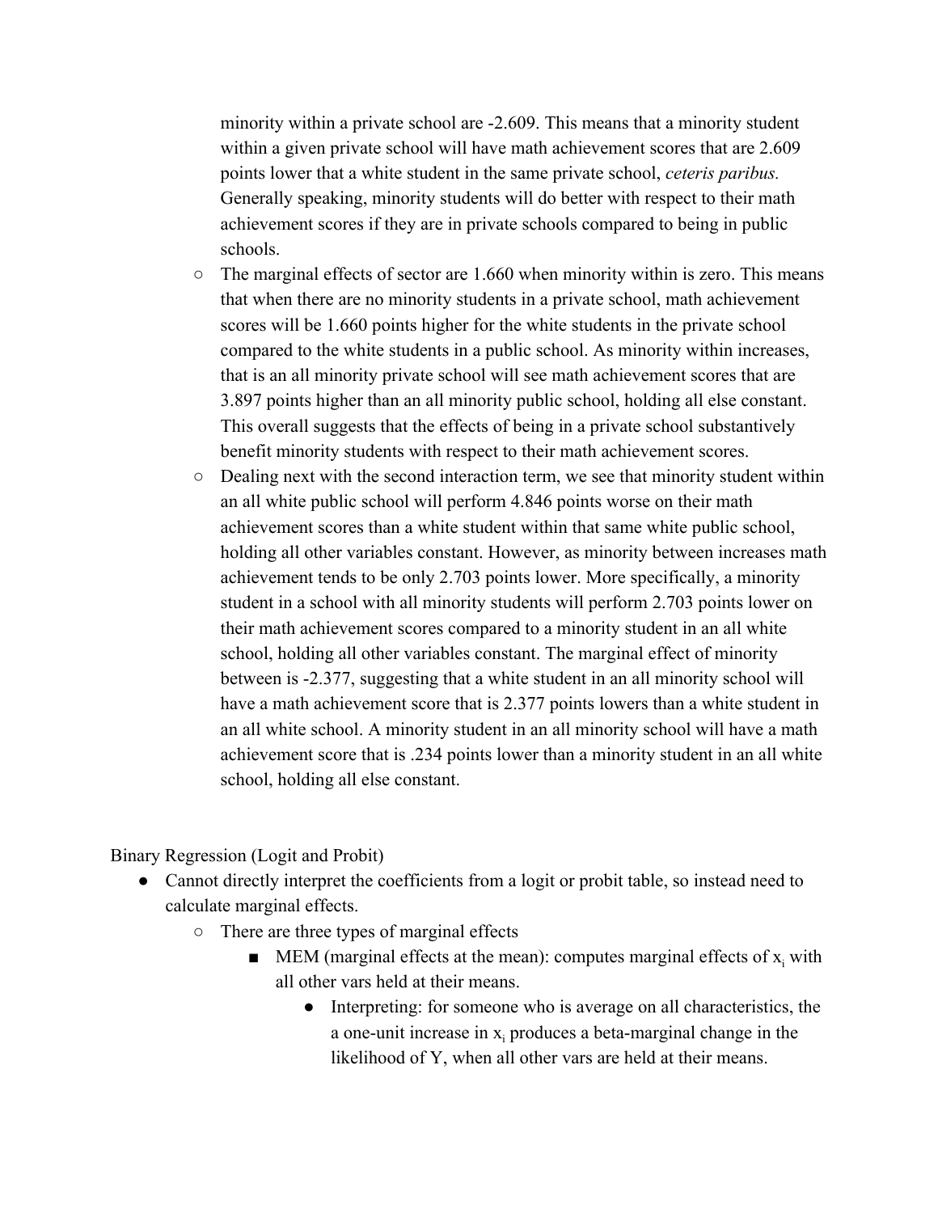minority within a private school are -2.609. This means that a minority student within a given private school will have math achievement scores that are 2.609 points lower that a white student in the same private school, *ceteris paribus.* Generally speaking, minority students will do better with respect to their math achievement scores if they are in private schools compared to being in public schools.

  - The marginal effects of sector are 1.660 when minority within is zero. This means that when there are no minority students in a private school, math achievement scores will be 1.660 points higher for the white students in the private school compared to the white students in a public school. As minority within increases, that is an all minority private school will see math achievement scores that are 3.897 points higher than an all minority public school, holding all else constant. This overall suggests that the effects of being in a private school substantively benefit minority students with respect to their math achievement scores.
  - Dealing next with the second interaction term, we see that minority student within an all white public school will perform 4.846 points worse on their math achievement scores than a white student within that same white public school, holding all other variables constant. However, as minority between increases math achievement tends to be only 2.703 points lower. More specifically, a minority student in a school with all minority students will perform 2.703 points lower on their math achievement scores compared to a minority student in an all white school, holding all other variables constant. The marginal effect of minority between is -2.377, suggesting that a white student in an all minority school will have a math achievement score that is 2.377 points lowers than a white student in an all white school. A minority student in an all minority school will have a math achievement score that is .234 points lower than a minority student in an all white school, holding all else constant.

Binary Regression (Logit and Probit)

- Cannot directly interpret the coefficients from a logit or probit table, so instead need to calculate marginal effects.
  - There are three types of marginal effects
    - MEM (marginal effects at the mean): computes marginal effects of $x_i$ with all other vars held at their means.
      - Interpreting: for someone who is average on all characteristics, the a one-unit increase in $x_i$ produces a beta-marginal change in the likelihood of Y, when all other vars are held at their means.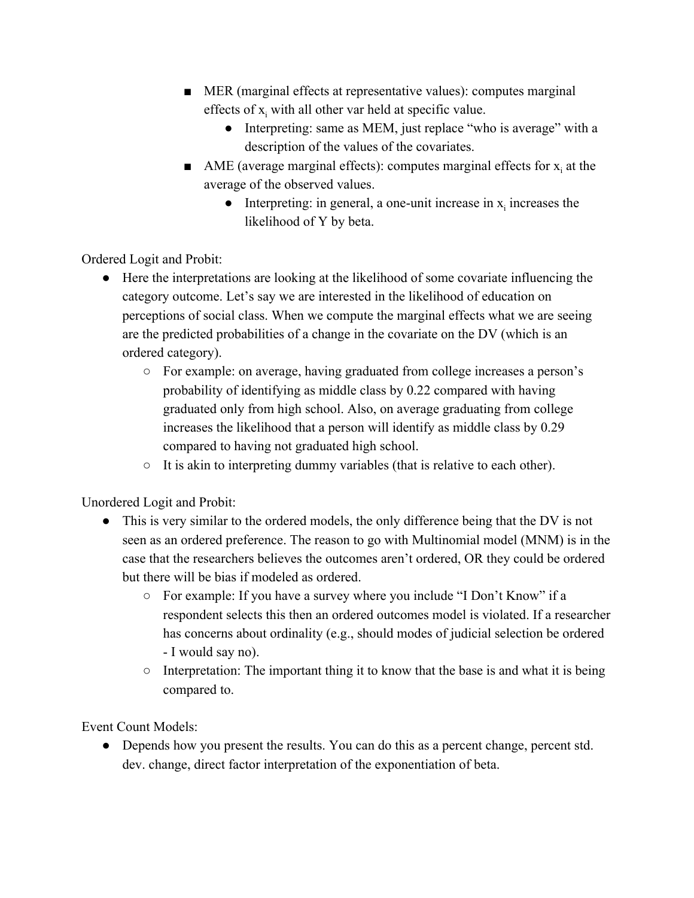- MER (marginal effects at representative values): computes marginal effects of $x_i$ with all other var held at specific value.
    - Interpreting: same as MEM, just replace "who is average" with a description of the values of the covariates.
- AME (average marginal effects): computes marginal effects for $x_i$ at the average of the observed values.
    - Interpreting: in general, a one-unit increase in $x_i$ increases the likelihood of Y by beta.

Ordered Logit and Probit:

- Here the interpretations are looking at the likelihood of some covariate influencing the category outcome. Let's say we are interested in the likelihood of education on perceptions of social class. When we compute the marginal effects what we are seeing are the predicted probabilities of a change in the covariate on the DV (which is an ordered category).
    - For example: on average, having graduated from college increases a person's probability of identifying as middle class by 0.22 compared with having graduated only from high school. Also, on average graduating from college increases the likelihood that a person will identify as middle class by 0.29 compared to having not graduated high school.
    - It is akin to interpreting dummy variables (that is relative to each other).

Unordered Logit and Probit:

- This is very similar to the ordered models, the only difference being that the DV is not seen as an ordered preference. The reason to go with Multinomial model (MNM) is in the case that the researchers believes the outcomes aren't ordered, OR they could be ordered but there will be bias if modeled as ordered.
    - For example: If you have a survey where you include "I Don't Know" if a respondent selects this then an ordered outcomes model is violated. If a researcher has concerns about ordinality (e.g., should modes of judicial selection be ordered - I would say no).
    - Interpretation: The important thing it to know that the base is and what it is being compared to.

Event Count Models:

- Depends how you present the results. You can do this as a percent change, percent std. dev. change, direct factor interpretation of the exponentiation of beta.